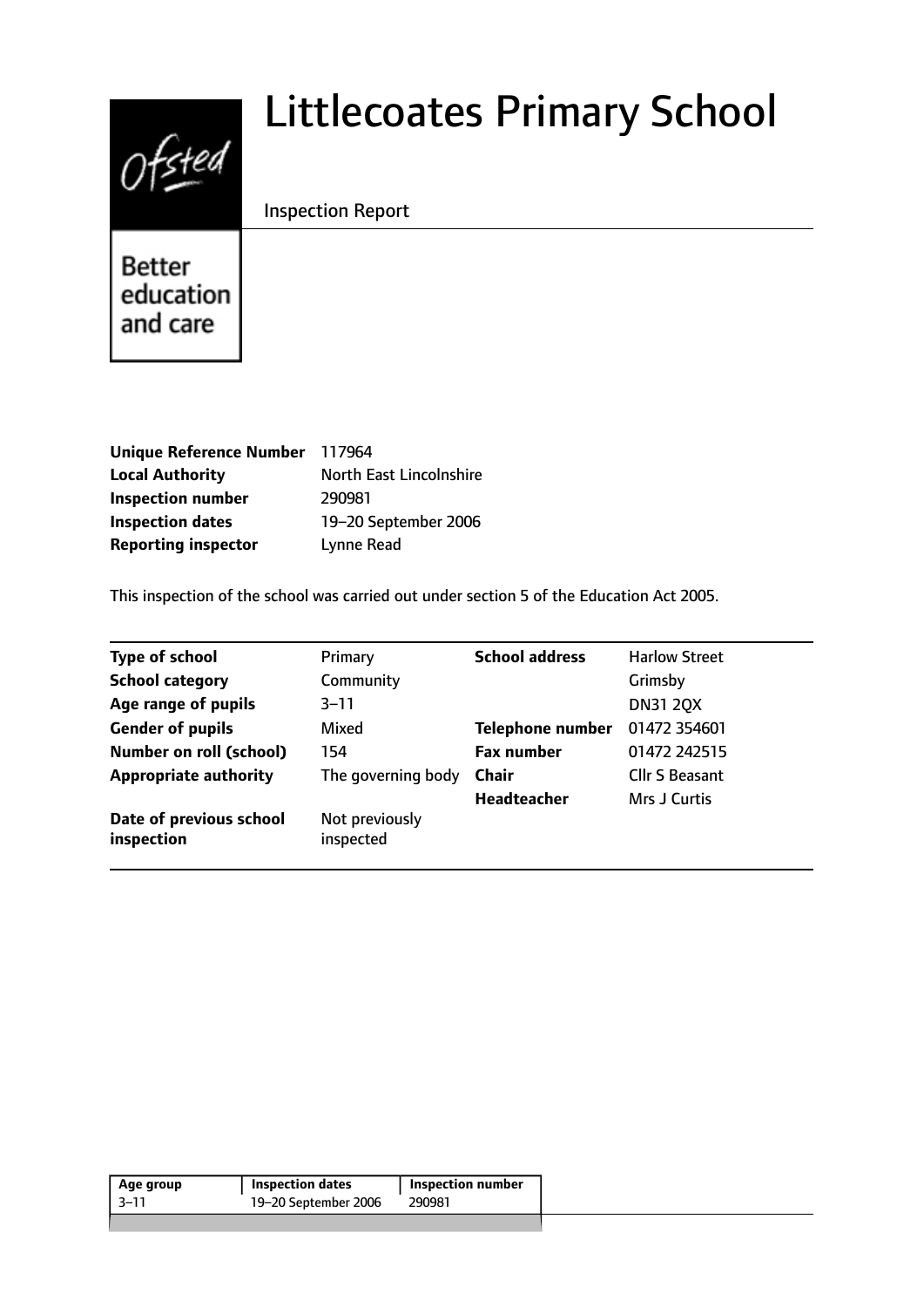# Littlecoates Primary School

Inspection Report

Ofsted

Better education and care

| | |
|---|---|
| **Unique Reference Number** | 117964 |
| **Local Authority** | North East Lincolnshire |
| **Inspection number** | 290981 |
| **Inspection dates** | 19–20 September 2006 |
| **Reporting inspector** | Lynne Read |

This inspection of the school was carried out under section 5 of the Education Act 2005.

| | | | |
|---|---|---|---|
| **Type of school** | Primary | **School address** | Harlow Street |
| **School category** | Community | | Grimsby |
| **Age range of pupils** | 3–11 | | DN31 2QX |
| **Gender of pupils** | Mixed | **Telephone number** | 01472 354601 |
| **Number on roll (school)** | 154 | **Fax number** | 01472 242515 |
| **Appropriate authority** | The governing body | **Chair** | Cllr S Beasant |
| | | **Headteacher** | Mrs J Curtis |
| **Date of previous school inspection** | Not previously inspected | | |

| Age group | Inspection dates | Inspection number |
|---|---|---|
| 3–11 | 19–20 September 2006 | 290981 |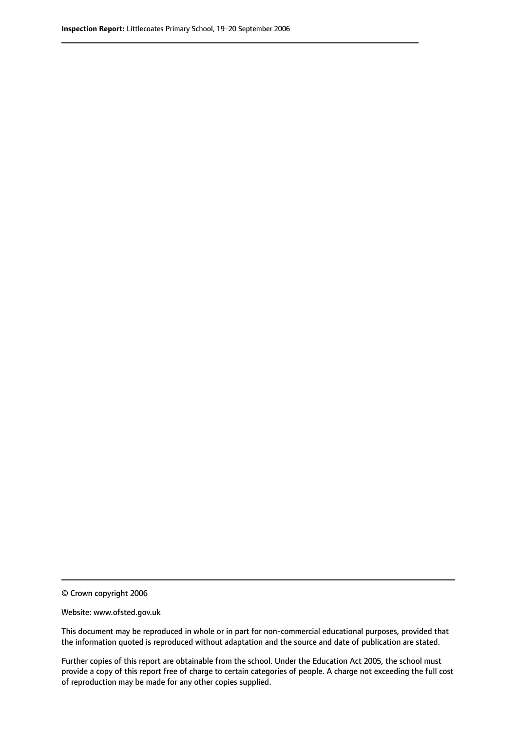© Crown copyright 2006

Website: www.ofsted.gov.uk

This document may be reproduced in whole or in part for non-commercial educational purposes, provided that the information quoted is reproduced without adaptation and the source and date of publication are stated.

Further copies of this report are obtainable from the school. Under the Education Act 2005, the school must provide a copy of this report free of charge to certain categories of people. A charge not exceeding the full cost of reproduction may be made for any other copies supplied.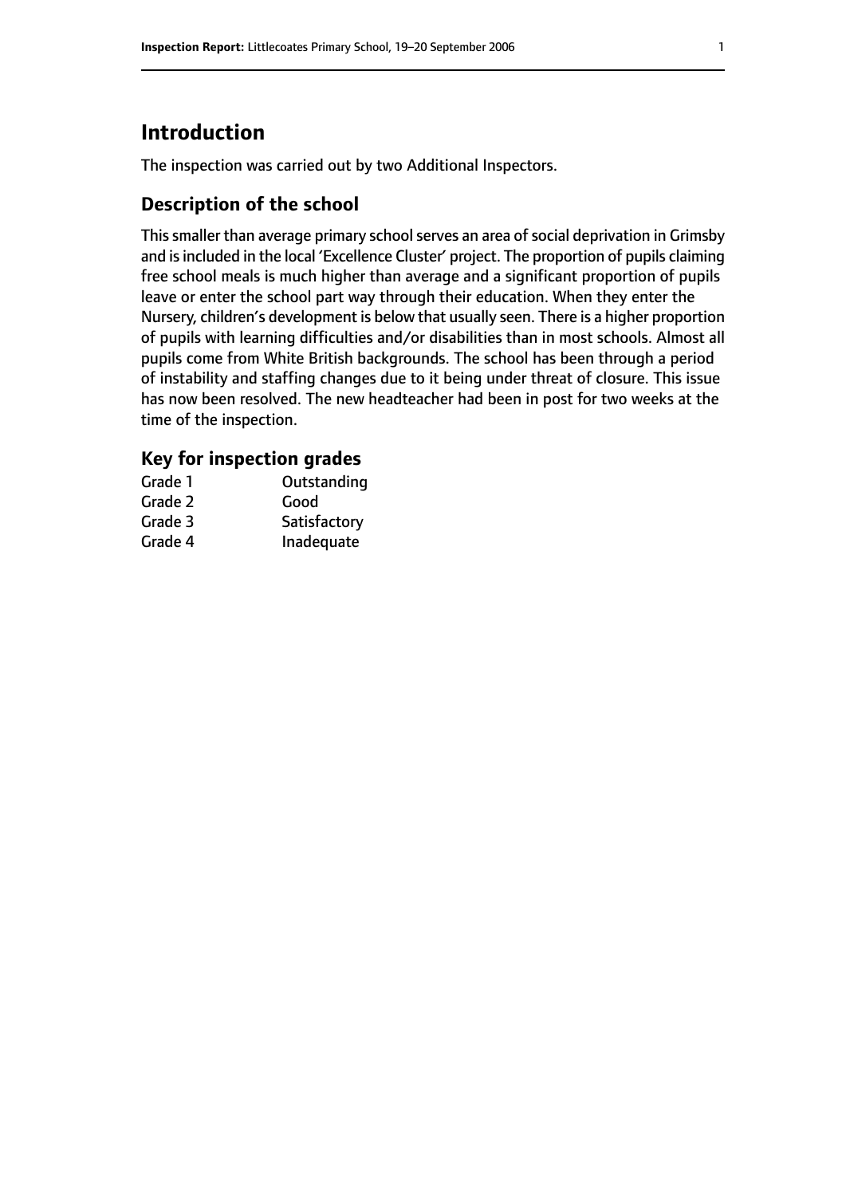# Introduction

The inspection was carried out by two Additional Inspectors.

## Description of the school

This smaller than average primary school serves an area of social deprivation in Grimsby and is included in the local 'Excellence Cluster' project. The proportion of pupils claiming free school meals is much higher than average and a significant proportion of pupils leave or enter the school part way through their education. When they enter the Nursery, children's development is below that usually seen. There is a higher proportion of pupils with learning difficulties and/or disabilities than in most schools. Almost all pupils come from White British backgrounds. The school has been through a period of instability and staffing changes due to it being under threat of closure. This issue has now been resolved. The new headteacher had been in post for two weeks at the time of the inspection.

### Key for inspection grades

| | |
|---|---|
| Grade 1 | Outstanding |
| Grade 2 | Good |
| Grade 3 | Satisfactory |
| Grade 4 | Inadequate |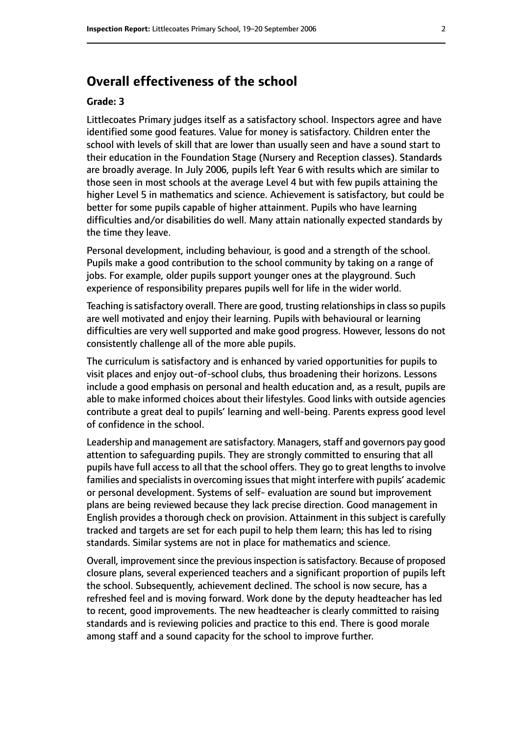## Overall effectiveness of the school

### Grade: 3

Littlecoates Primary judges itself as a satisfactory school. Inspectors agree and have identified some good features. Value for money is satisfactory. Children enter the school with levels of skill that are lower than usually seen and have a sound start to their education in the Foundation Stage (Nursery and Reception classes). Standards are broadly average. In July 2006, pupils left Year 6 with results which are similar to those seen in most schools at the average Level 4 but with few pupils attaining the higher Level 5 in mathematics and science. Achievement is satisfactory, but could be better for some pupils capable of higher attainment. Pupils who have learning difficulties and/or disabilities do well. Many attain nationally expected standards by the time they leave.

Personal development, including behaviour, is good and a strength of the school. Pupils make a good contribution to the school community by taking on a range of jobs. For example, older pupils support younger ones at the playground. Such experience of responsibility prepares pupils well for life in the wider world.

Teaching is satisfactory overall. There are good, trusting relationships in class so pupils are well motivated and enjoy their learning. Pupils with behavioural or learning difficulties are very well supported and make good progress. However, lessons do not consistently challenge all of the more able pupils.

The curriculum is satisfactory and is enhanced by varied opportunities for pupils to visit places and enjoy out-of-school clubs, thus broadening their horizons. Lessons include a good emphasis on personal and health education and, as a result, pupils are able to make informed choices about their lifestyles. Good links with outside agencies contribute a great deal to pupils' learning and well-being. Parents express good level of confidence in the school.

Leadership and management are satisfactory. Managers, staff and governors pay good attention to safeguarding pupils. They are strongly committed to ensuring that all pupils have full access to all that the school offers. They go to great lengths to involve families and specialists in overcoming issues that might interfere with pupils' academic or personal development. Systems of self- evaluation are sound but improvement plans are being reviewed because they lack precise direction. Good management in English provides a thorough check on provision. Attainment in this subject is carefully tracked and targets are set for each pupil to help them learn; this has led to rising standards. Similar systems are not in place for mathematics and science.

Overall, improvement since the previous inspection is satisfactory. Because of proposed closure plans, several experienced teachers and a significant proportion of pupils left the school. Subsequently, achievement declined. The school is now secure, has a refreshed feel and is moving forward. Work done by the deputy headteacher has led to recent, good improvements. The new headteacher is clearly committed to raising standards and is reviewing policies and practice to this end. There is good morale among staff and a sound capacity for the school to improve further.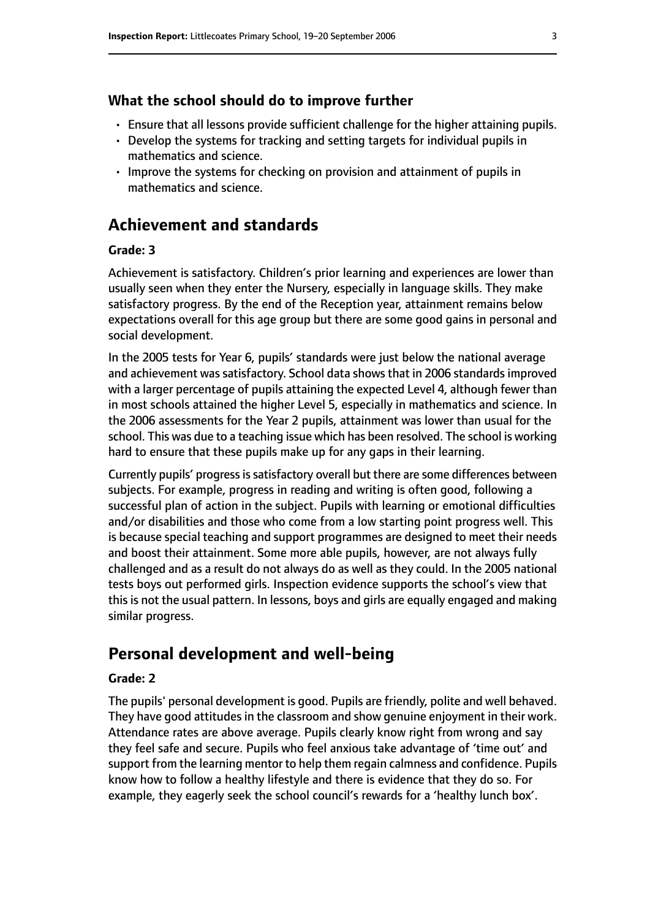### What the school should do to improve further

- Ensure that all lessons provide sufficient challenge for the higher attaining pupils.
- Develop the systems for tracking and setting targets for individual pupils in mathematics and science.
- Improve the systems for checking on provision and attainment of pupils in mathematics and science.

## Achievement and standards

#### Grade: 3

Achievement is satisfactory. Children's prior learning and experiences are lower than usually seen when they enter the Nursery, especially in language skills. They make satisfactory progress. By the end of the Reception year, attainment remains below expectations overall for this age group but there are some good gains in personal and social development.

In the 2005 tests for Year 6, pupils' standards were just below the national average and achievement was satisfactory. School data shows that in 2006 standards improved with a larger percentage of pupils attaining the expected Level 4, although fewer than in most schools attained the higher Level 5, especially in mathematics and science. In the 2006 assessments for the Year 2 pupils, attainment was lower than usual for the school. This was due to a teaching issue which has been resolved. The school is working hard to ensure that these pupils make up for any gaps in their learning.

Currently pupils' progress is satisfactory overall but there are some differences between subjects. For example, progress in reading and writing is often good, following a successful plan of action in the subject. Pupils with learning or emotional difficulties and/or disabilities and those who come from a low starting point progress well. This is because special teaching and support programmes are designed to meet their needs and boost their attainment. Some more able pupils, however, are not always fully challenged and as a result do not always do as well as they could. In the 2005 national tests boys out performed girls. Inspection evidence supports the school's view that this is not the usual pattern. In lessons, boys and girls are equally engaged and making similar progress.

## Personal development and well-being

#### Grade: 2

The pupils' personal development is good. Pupils are friendly, polite and well behaved. They have good attitudes in the classroom and show genuine enjoyment in their work. Attendance rates are above average. Pupils clearly know right from wrong and say they feel safe and secure. Pupils who feel anxious take advantage of 'time out' and support from the learning mentor to help them regain calmness and confidence. Pupils know how to follow a healthy lifestyle and there is evidence that they do so. For example, they eagerly seek the school council's rewards for a 'healthy lunch box'.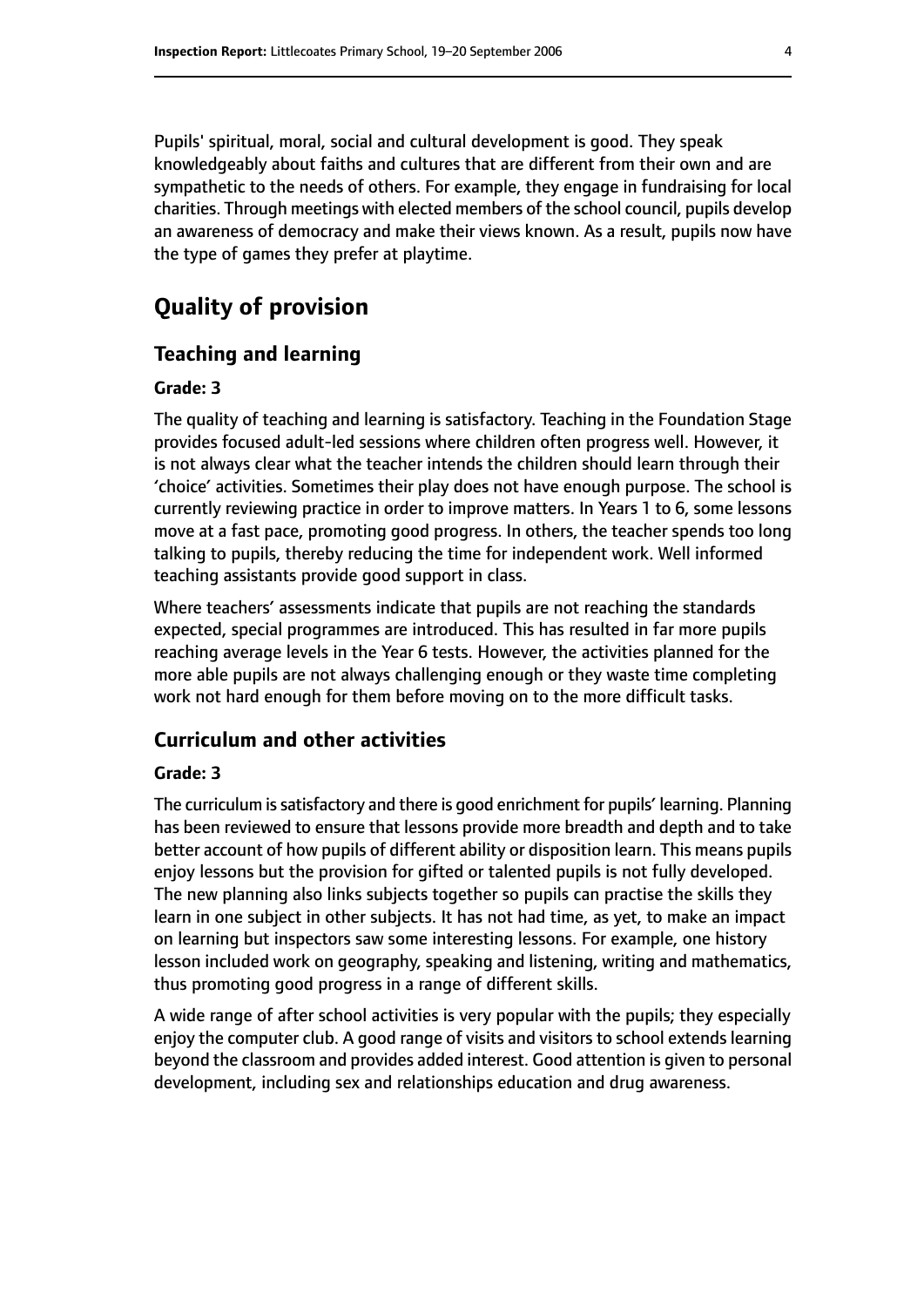Pupils' spiritual, moral, social and cultural development is good. They speak knowledgeably about faiths and cultures that are different from their own and are sympathetic to the needs of others. For example, they engage in fundraising for local charities. Through meetings with elected members of the school council, pupils develop an awareness of democracy and make their views known. As a result, pupils now have the type of games they prefer at playtime.

# Quality of provision

## Teaching and learning

### Grade: 3

The quality of teaching and learning is satisfactory. Teaching in the Foundation Stage provides focused adult-led sessions where children often progress well. However, it is not always clear what the teacher intends the children should learn through their 'choice' activities. Sometimes their play does not have enough purpose. The school is currently reviewing practice in order to improve matters. In Years 1 to 6, some lessons move at a fast pace, promoting good progress. In others, the teacher spends too long talking to pupils, thereby reducing the time for independent work. Well informed teaching assistants provide good support in class.

Where teachers' assessments indicate that pupils are not reaching the standards expected, special programmes are introduced. This has resulted in far more pupils reaching average levels in the Year 6 tests. However, the activities planned for the more able pupils are not always challenging enough or they waste time completing work not hard enough for them before moving on to the more difficult tasks.

## Curriculum and other activities

### Grade: 3

The curriculum is satisfactory and there is good enrichment for pupils' learning. Planning has been reviewed to ensure that lessons provide more breadth and depth and to take better account of how pupils of different ability or disposition learn. This means pupils enjoy lessons but the provision for gifted or talented pupils is not fully developed. The new planning also links subjects together so pupils can practise the skills they learn in one subject in other subjects. It has not had time, as yet, to make an impact on learning but inspectors saw some interesting lessons. For example, one history lesson included work on geography, speaking and listening, writing and mathematics, thus promoting good progress in a range of different skills.

A wide range of after school activities is very popular with the pupils; they especially enjoy the computer club. A good range of visits and visitors to school extends learning beyond the classroom and provides added interest. Good attention is given to personal development, including sex and relationships education and drug awareness.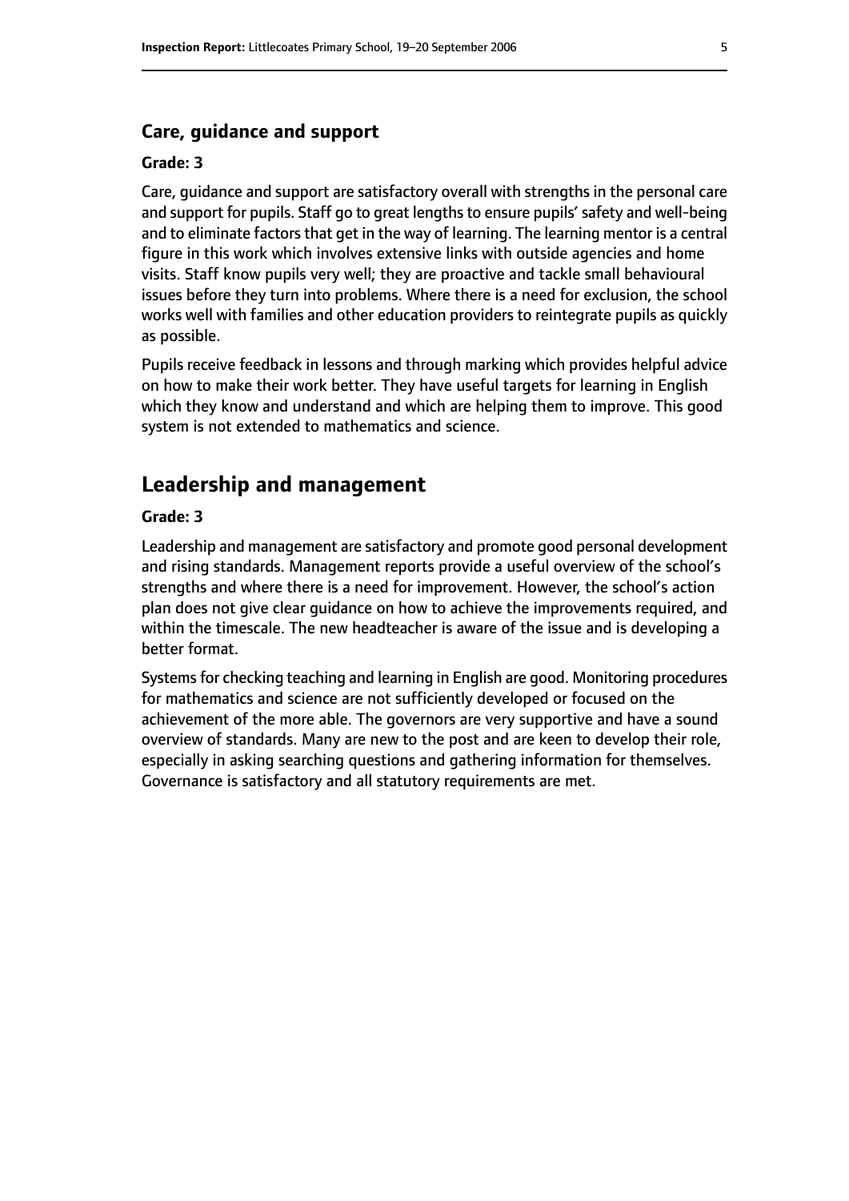### Care, guidance and support

#### Grade: 3

Care, guidance and support are satisfactory overall with strengths in the personal care and support for pupils. Staff go to great lengths to ensure pupils' safety and well-being and to eliminate factors that get in the way of learning. The learning mentor is a central figure in this work which involves extensive links with outside agencies and home visits. Staff know pupils very well; they are proactive and tackle small behavioural issues before they turn into problems. Where there is a need for exclusion, the school works well with families and other education providers to reintegrate pupils as quickly as possible.

Pupils receive feedback in lessons and through marking which provides helpful advice on how to make their work better. They have useful targets for learning in English which they know and understand and which are helping them to improve. This good system is not extended to mathematics and science.

## Leadership and management

#### Grade: 3

Leadership and management are satisfactory and promote good personal development and rising standards. Management reports provide a useful overview of the school's strengths and where there is a need for improvement. However, the school's action plan does not give clear guidance on how to achieve the improvements required, and within the timescale. The new headteacher is aware of the issue and is developing a better format.

Systems for checking teaching and learning in English are good. Monitoring procedures for mathematics and science are not sufficiently developed or focused on the achievement of the more able. The governors are very supportive and have a sound overview of standards. Many are new to the post and are keen to develop their role, especially in asking searching questions and gathering information for themselves. Governance is satisfactory and all statutory requirements are met.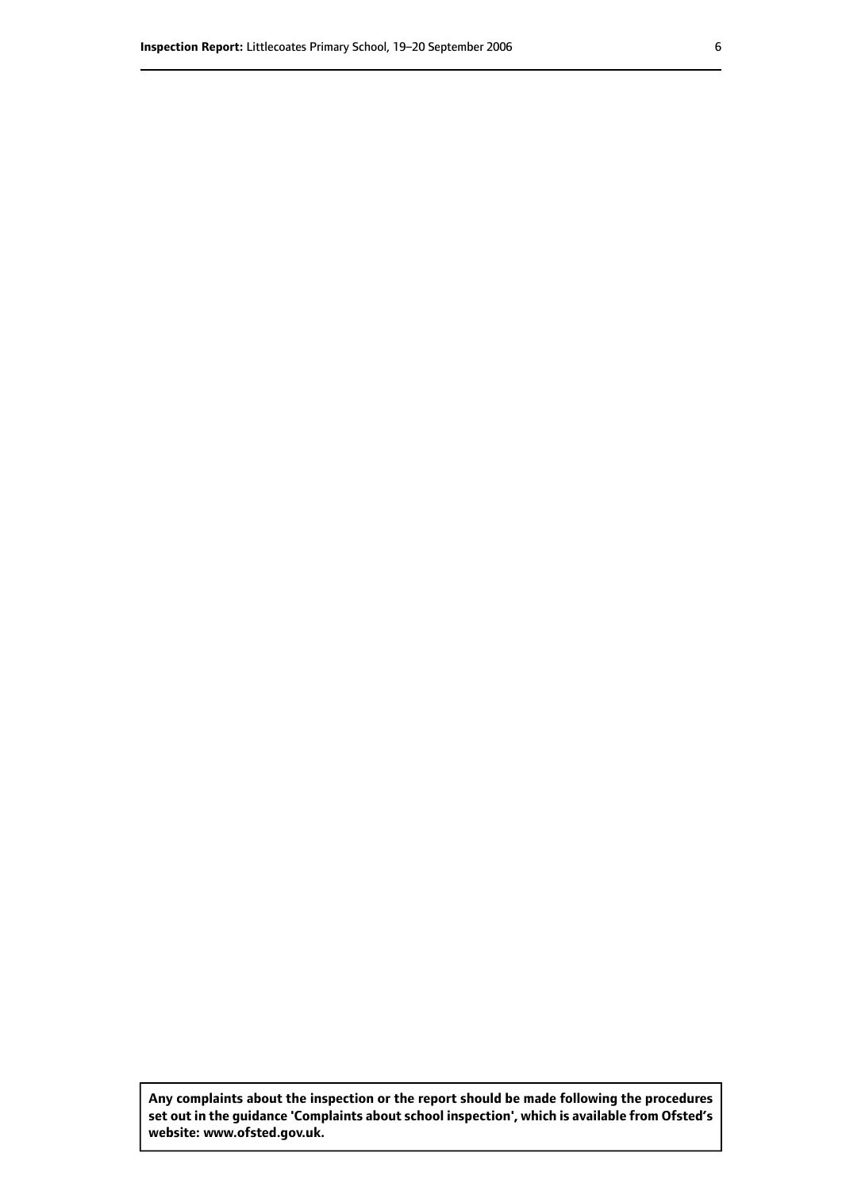**Any complaints about the inspection or the report should be made following the procedures set out in the guidance 'Complaints about school inspection', which is available from Ofsted's website: www.ofsted.gov.uk.**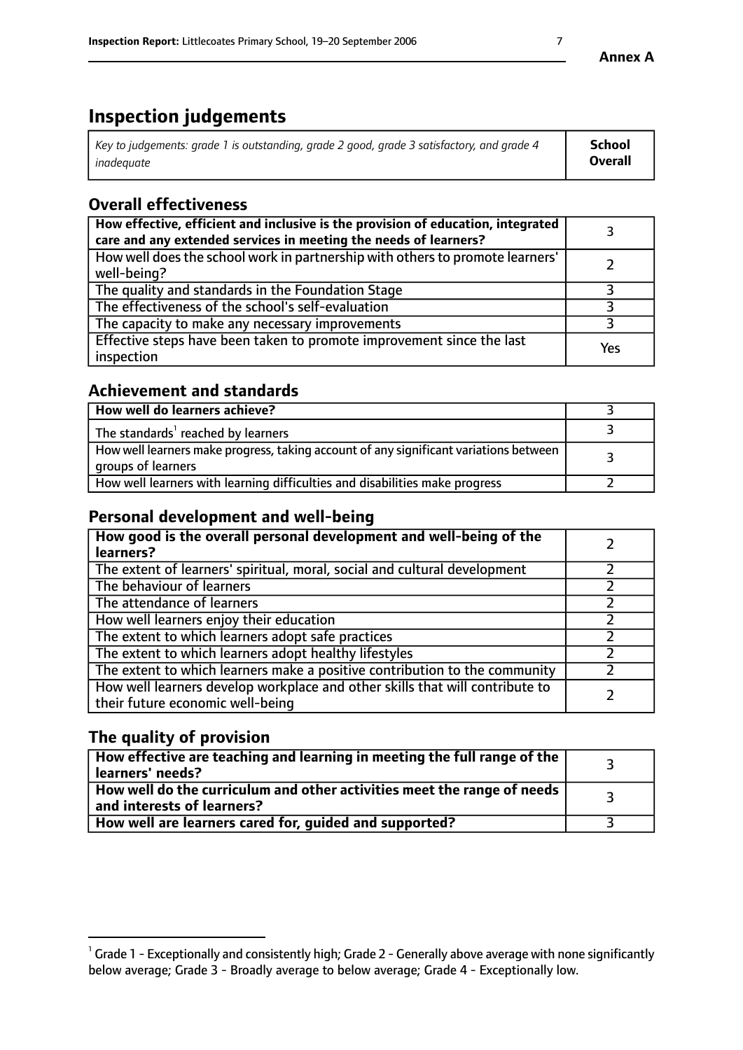# Inspection judgements

| *Key to judgements: grade 1 is outstanding, grade 2 good, grade 3 satisfactory, and grade 4 inadequate* | **School Overall** |
|---|---|

## Overall effectiveness

| | |
|---|---|
| **How effective, efficient and inclusive is the provision of education, integrated care and any extended services in meeting the needs of learners?** | 3 |
| How well does the school work in partnership with others to promote learners' well-being? | 2 |
| The quality and standards in the Foundation Stage | 3 |
| The effectiveness of the school's self-evaluation | 3 |
| The capacity to make any necessary improvements | 3 |
| Effective steps have been taken to promote improvement since the last inspection | Yes |

## Achievement and standards

| | |
|---|---|
| **How well do learners achieve?** | 3 |
| The standards[1] reached by learners | 3 |
| How well learners make progress, taking account of any significant variations between groups of learners | 3 |
| How well learners with learning difficulties and disabilities make progress | 2 |

## Personal development and well-being

| | |
|---|---|
| **How good is the overall personal development and well-being of the learners?** | 2 |
| The extent of learners' spiritual, moral, social and cultural development | 2 |
| The behaviour of learners | 2 |
| The attendance of learners | 2 |
| How well learners enjoy their education | 2 |
| The extent to which learners adopt safe practices | 2 |
| The extent to which learners adopt healthy lifestyles | 2 |
| The extent to which learners make a positive contribution to the community | 2 |
| How well learners develop workplace and other skills that will contribute to their future economic well-being | 2 |

## The quality of provision

| | |
|---|---|
| **How effective are teaching and learning in meeting the full range of the learners' needs?** | 3 |
| **How well do the curriculum and other activities meet the range of needs and interests of learners?** | 3 |
| **How well are learners cared for, guided and supported?** | 3 |

[1] Grade 1 - Exceptionally and consistently high; Grade 2 - Generally above average with none significantly below average; Grade 3 - Broadly average to below average; Grade 4 - Exceptionally low.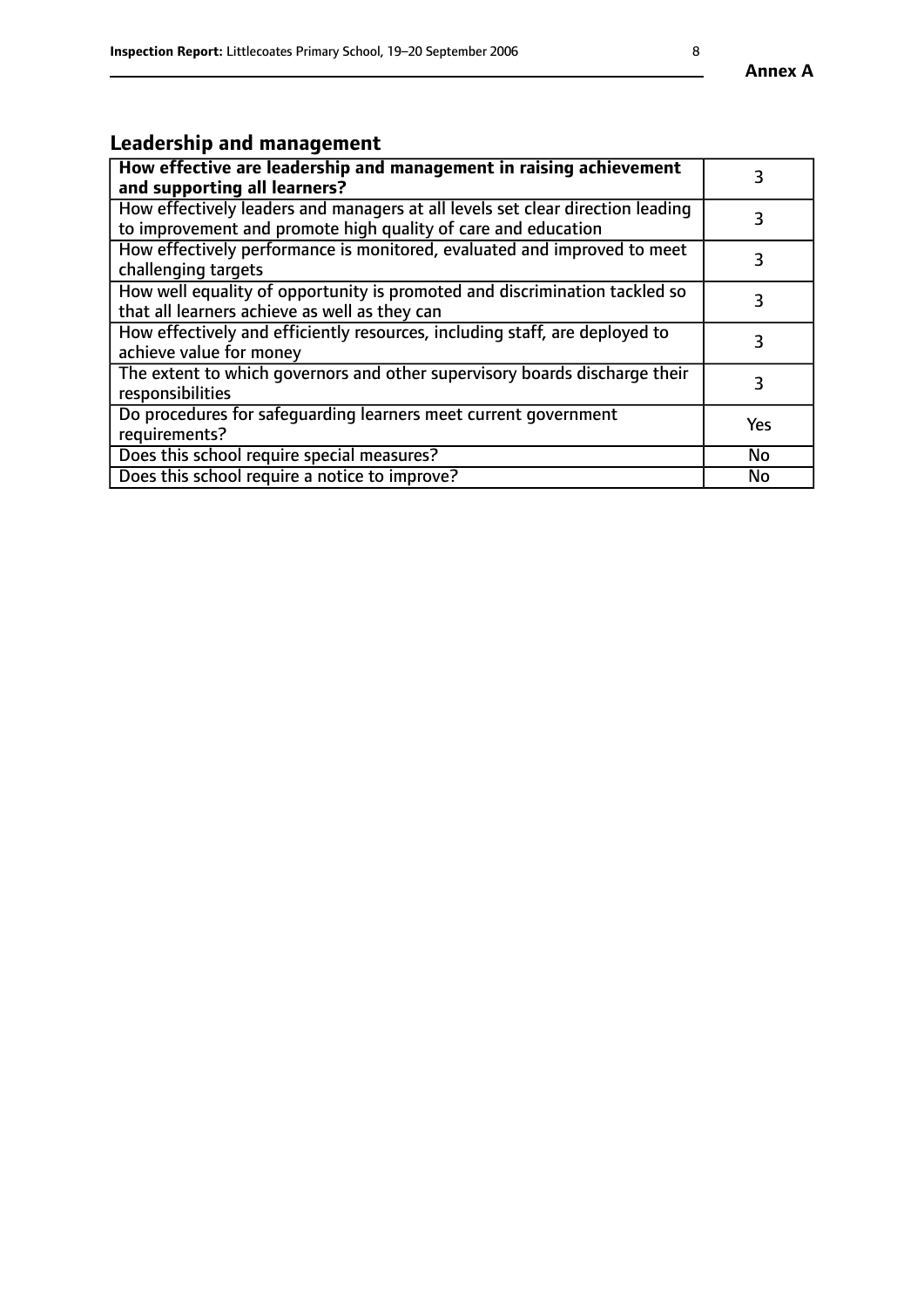## Leadership and management

| **How effective are leadership and management in raising achievement and supporting all learners?** | 3 |
|---|---|
| How effectively leaders and managers at all levels set clear direction leading to improvement and promote high quality of care and education | 3 |
| How effectively performance is monitored, evaluated and improved to meet challenging targets | 3 |
| How well equality of opportunity is promoted and discrimination tackled so that all learners achieve as well as they can | 3 |
| How effectively and efficiently resources, including staff, are deployed to achieve value for money | 3 |
| The extent to which governors and other supervisory boards discharge their responsibilities | 3 |
| Do procedures for safeguarding learners meet current government requirements? | Yes |
| Does this school require special measures? | No |
| Does this school require a notice to improve? | No |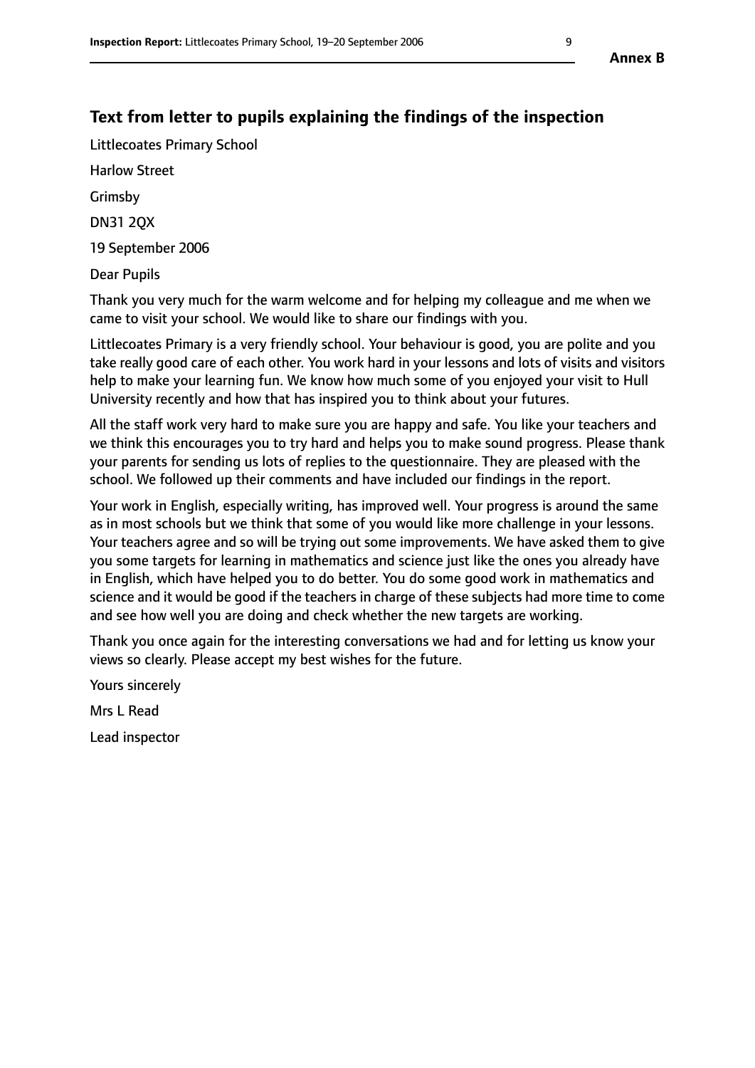## Text from letter to pupils explaining the findings of the inspection

Littlecoates Primary School

Harlow Street

Grimsby

DN31 2QX

19 September 2006

Dear Pupils

Thank you very much for the warm welcome and for helping my colleague and me when we came to visit your school. We would like to share our findings with you.

Littlecoates Primary is a very friendly school. Your behaviour is good, you are polite and you take really good care of each other. You work hard in your lessons and lots of visits and visitors help to make your learning fun. We know how much some of you enjoyed your visit to Hull University recently and how that has inspired you to think about your futures.

All the staff work very hard to make sure you are happy and safe. You like your teachers and we think this encourages you to try hard and helps you to make sound progress. Please thank your parents for sending us lots of replies to the questionnaire. They are pleased with the school. We followed up their comments and have included our findings in the report.

Your work in English, especially writing, has improved well. Your progress is around the same as in most schools but we think that some of you would like more challenge in your lessons. Your teachers agree and so will be trying out some improvements. We have asked them to give you some targets for learning in mathematics and science just like the ones you already have in English, which have helped you to do better. You do some good work in mathematics and science and it would be good if the teachers in charge of these subjects had more time to come and see how well you are doing and check whether the new targets are working.

Thank you once again for the interesting conversations we had and for letting us know your views so clearly. Please accept my best wishes for the future.

Yours sincerely

Mrs L Read

Lead inspector